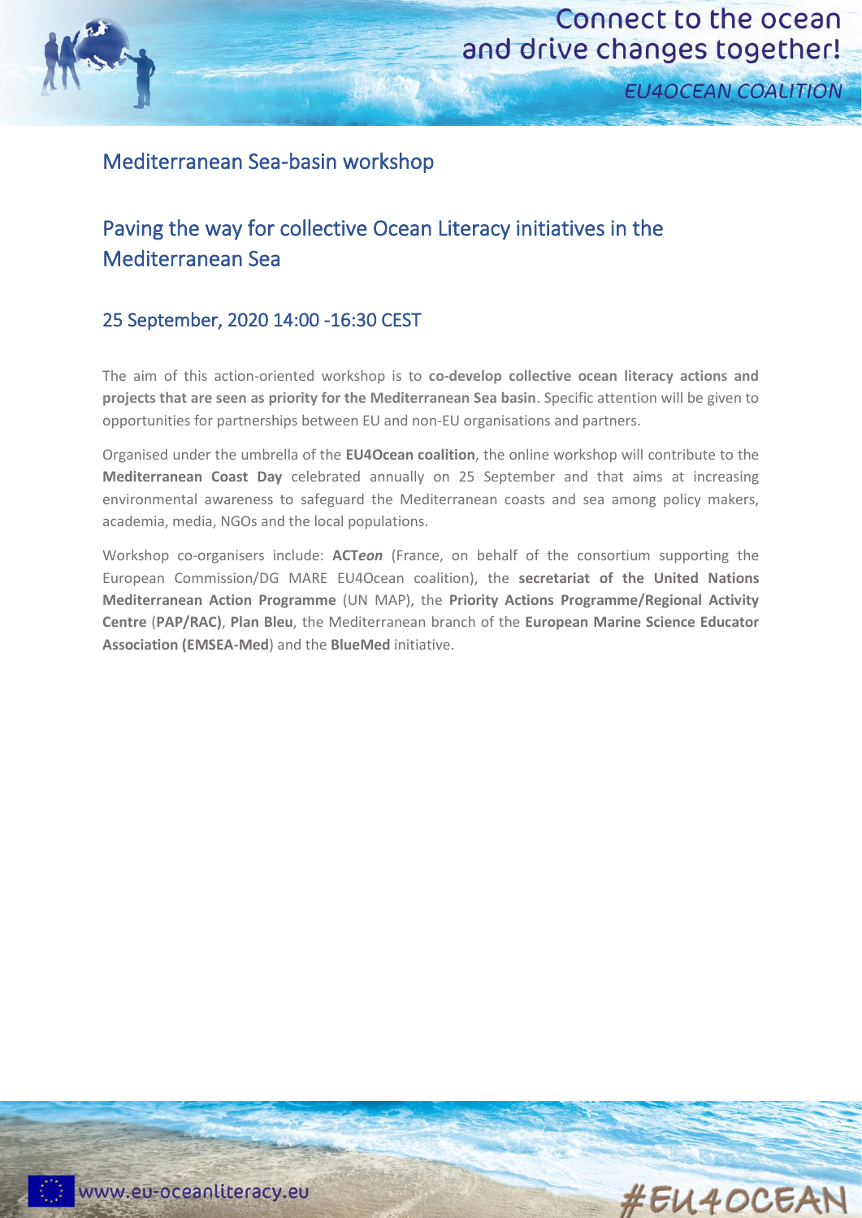# Mediterranean Sea-basin workshop

## Paving the way for collective Ocean Literacy initiatives in the Mediterranean Sea

### 25 September, 2020 14:00 -16:30 CEST

The aim of this action-oriented workshop is to **co-develop collective ocean literacy actions and projects that are seen as priority for the Mediterranean Sea basin**. Specific attention will be given to opportunities for partnerships between EU and non-EU organisations and partners.

Organised under the umbrella of the **EU4Ocean coalition**, the online workshop will contribute to the **Mediterranean Coast Day** celebrated annually on 25 September and that aims at increasing environmental awareness to safeguard the Mediterranean coasts and sea among policy makers, academia, media, NGOs and the local populations.

Workshop co-organisers include: **ACT*eon*** (France, on behalf of the consortium supporting the European Commission/DG MARE EU4Ocean coalition), the **secretariat of the United Nations Mediterranean Action Programme** (UN MAP), the **Priority Actions Programme/Regional Activity Centre** (**PAP/RAC)**, **Plan Bleu**, the Mediterranean branch of the **European Marine Science Educator Association (EMSEA-Med**) and the **BlueMed** initiative.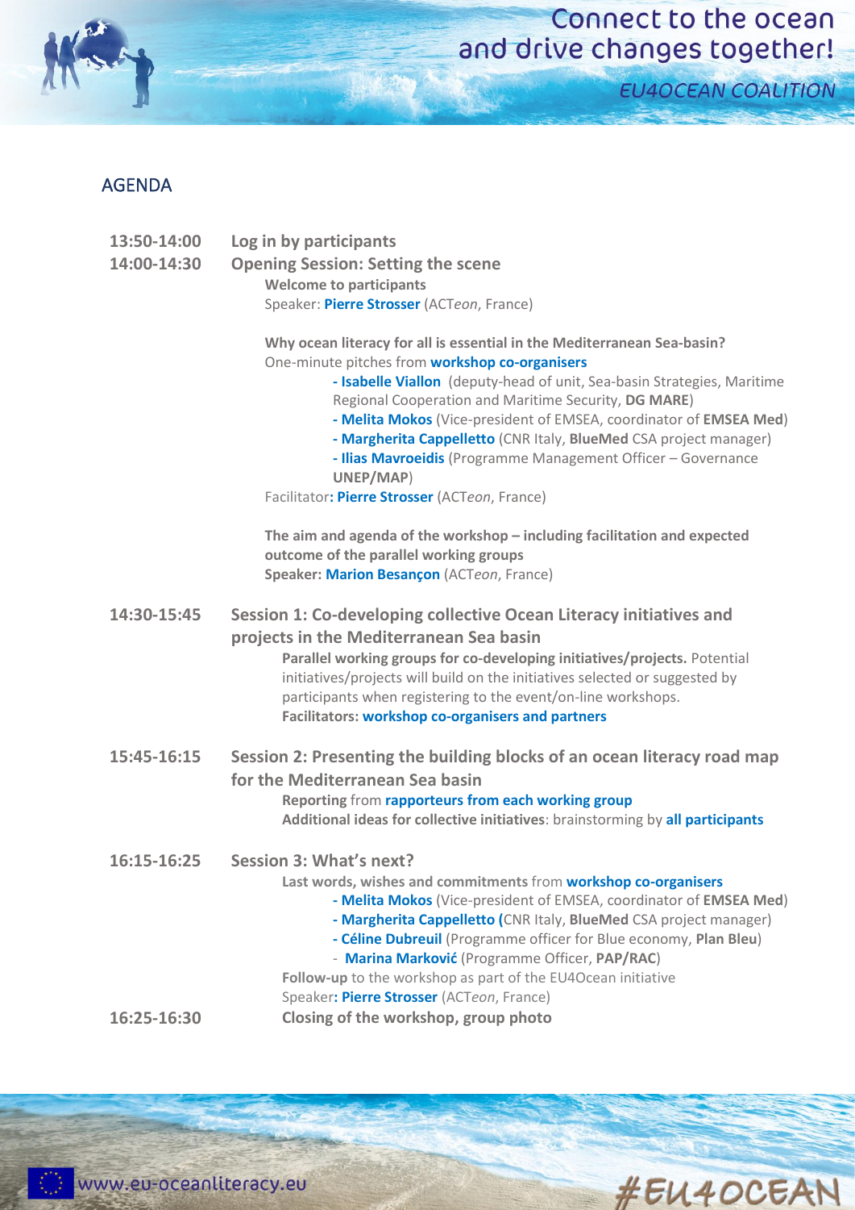Connect to the ocean and drive changes together!

*EU4OCEAN COALITION*

## AGENDA

**13:50-14:00 Log in by participants**

**14:00-14:30 Opening Session: Setting the scene**

**Welcome to participants**
Speaker: **Pierre Strosser** (ACT*eon*, France)

**Why ocean literacy for all is essential in the Mediterranean Sea-basin?**
One-minute pitches from **workshop co-organisers**

- **Isabelle Viallon** (deputy-head of unit, Sea-basin Strategies, Maritime Regional Cooperation and Maritime Security, **DG MARE**)
- **Melita Mokos** (Vice-president of EMSEA, coordinator of **EMSEA Med**)
- **Margherita Cappelletto** (CNR Italy, **BlueMed** CSA project manager)
- **Ilias Mavroeidis** (Programme Management Officer – Governance **UNEP/MAP**)

Facilitator**: Pierre Strosser** (ACT*eon*, France)

**The aim and agenda of the workshop – including facilitation and expected outcome of the parallel working groups**
**Speaker: Marion Besançon** (ACT*eon*, France)

**14:30-15:45 Session 1: Co-developing collective Ocean Literacy initiatives and projects in the Mediterranean Sea basin**

**Parallel working groups for co-developing initiatives/projects.** Potential initiatives/projects will build on the initiatives selected or suggested by participants when registering to the event/on-line workshops.
**Facilitators: workshop co-organisers and partners**

**15:45-16:15 Session 2: Presenting the building blocks of an ocean literacy road map for the Mediterranean Sea basin**

**Reporting** from **rapporteurs from each working group**
**Additional ideas for collective initiatives**: brainstorming by **all participants**

**16:15-16:25 Session 3: What's next?**

**Last words, wishes and commitments** from **workshop co-organisers**

- **Melita Mokos** (Vice-president of EMSEA, coordinator of **EMSEA Med**)
- **Margherita Cappelletto (**CNR Italy, **BlueMed** CSA project manager)
- **Céline Dubreuil** (Programme officer for Blue economy, **Plan Bleu**)
- **Marina Marković** (Programme Officer, **PAP/RAC**)

**Follow-up** to the workshop as part of the EU4Ocean initiative
Speaker**: Pierre Strosser** (ACT*eon*, France)

**16:25-16:30 Closing of the workshop, group photo**

www.eu-oceanliteracy.eu

#EU4OCEAN